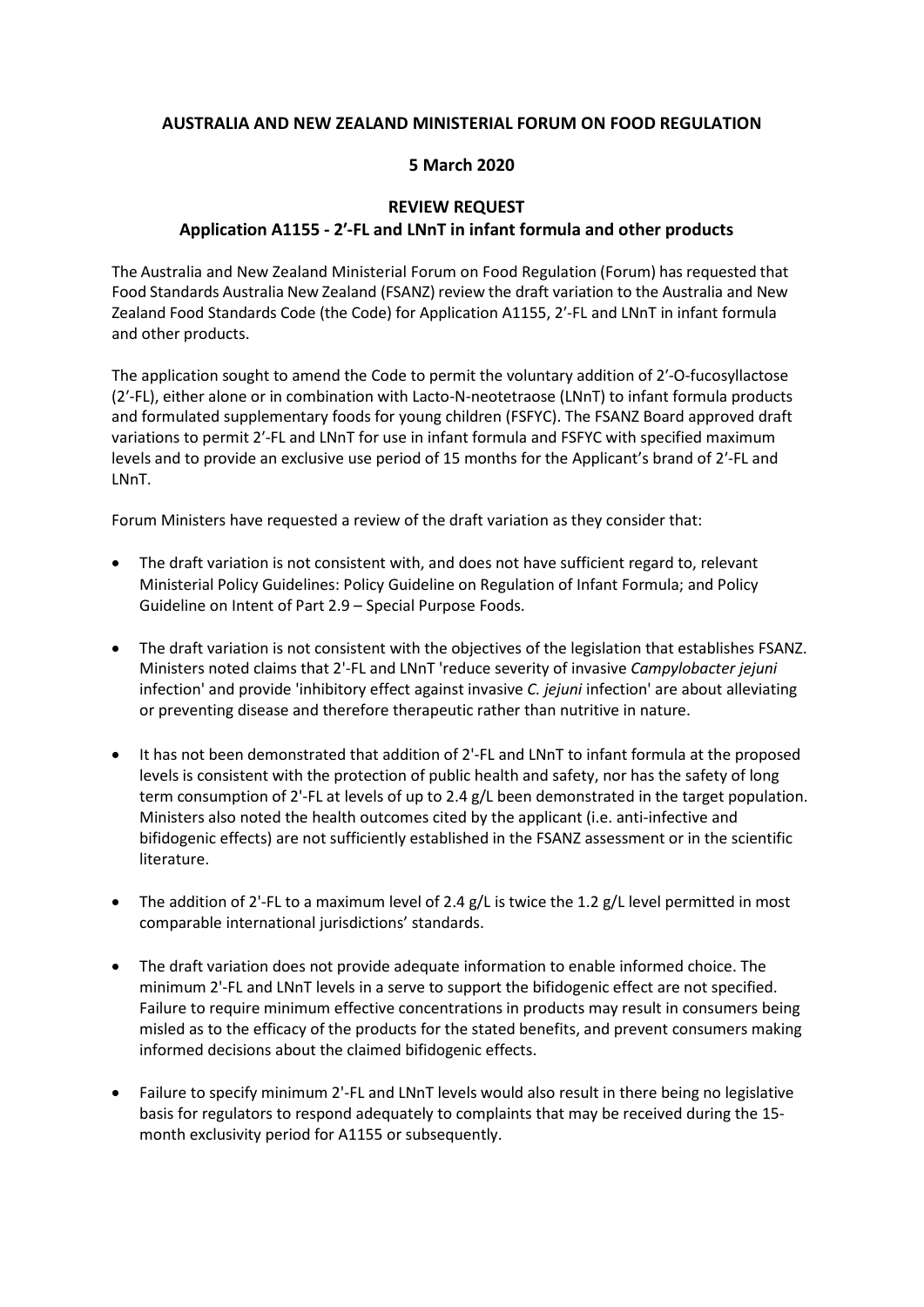**AUSTRALIA AND NEW ZEALAND MINISTERIAL FORUM ON FOOD REGULATION**

**5 March 2020**

**REVIEW REQUEST**

**Application A1155 - 2'-FL and LNnT in infant formula and other products**

The Australia and New Zealand Ministerial Forum on Food Regulation (Forum) has requested that Food Standards Australia New Zealand (FSANZ) review the draft variation to the Australia and New Zealand Food Standards Code (the Code) for Application A1155, 2'-FL and LNnT in infant formula and other products.

The application sought to amend the Code to permit the voluntary addition of 2'-O-fucosyllactose (2'-FL), either alone or in combination with Lacto-N-neotetraose (LNnT) to infant formula products and formulated supplementary foods for young children (FSFYC). The FSANZ Board approved draft variations to permit 2'-FL and LNnT for use in infant formula and FSFYC with specified maximum levels and to provide an exclusive use period of 15 months for the Applicant's brand of 2'-FL and LNnT.

Forum Ministers have requested a review of the draft variation as they consider that:

- The draft variation is not consistent with, and does not have sufficient regard to, relevant Ministerial Policy Guidelines: Policy Guideline on Regulation of Infant Formula; and Policy Guideline on Intent of Part 2.9 – Special Purpose Foods.
- The draft variation is not consistent with the objectives of the legislation that establishes FSANZ. Ministers noted claims that 2'-FL and LNnT 'reduce severity of invasive *Campylobacter jejuni* infection' and provide 'inhibitory effect against invasive *C. jejuni* infection' are about alleviating or preventing disease and therefore therapeutic rather than nutritive in nature.
- It has not been demonstrated that addition of 2'-FL and LNnT to infant formula at the proposed levels is consistent with the protection of public health and safety, nor has the safety of long term consumption of 2'-FL at levels of up to 2.4 g/L been demonstrated in the target population. Ministers also noted the health outcomes cited by the applicant (i.e. anti-infective and bifidogenic effects) are not sufficiently established in the FSANZ assessment or in the scientific literature.
- The addition of 2'-FL to a maximum level of 2.4 g/L is twice the 1.2 g/L level permitted in most comparable international jurisdictions' standards.
- The draft variation does not provide adequate information to enable informed choice. The minimum 2'-FL and LNnT levels in a serve to support the bifidogenic effect are not specified. Failure to require minimum effective concentrations in products may result in consumers being misled as to the efficacy of the products for the stated benefits, and prevent consumers making informed decisions about the claimed bifidogenic effects.
- Failure to specify minimum 2'-FL and LNnT levels would also result in there being no legislative basis for regulators to respond adequately to complaints that may be received during the 15-month exclusivity period for A1155 or subsequently.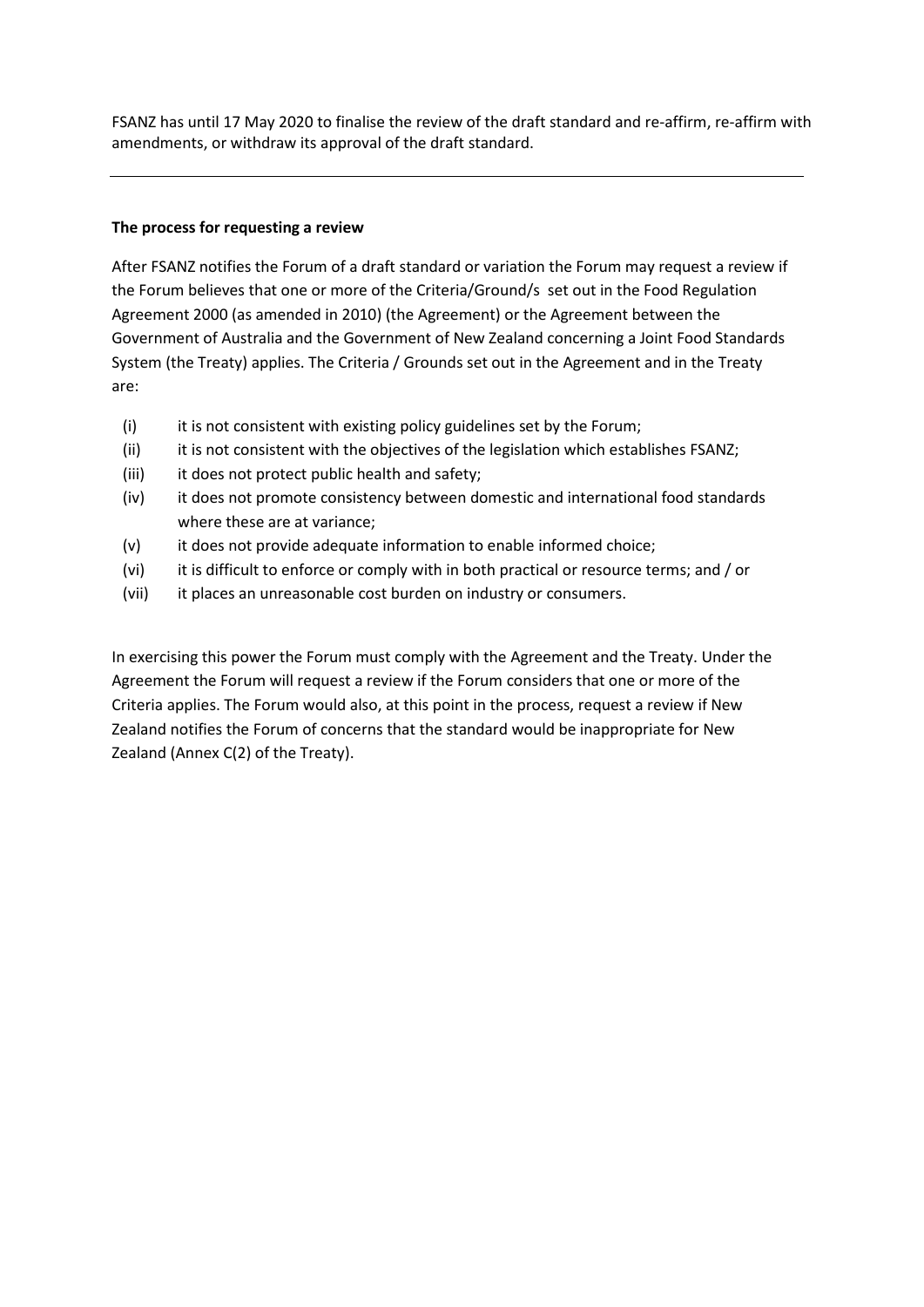FSANZ has until 17 May 2020 to finalise the review of the draft standard and re-affirm, re-affirm with amendments, or withdraw its approval of the draft standard.

---

**The process for requesting a review**

After FSANZ notifies the Forum of a draft standard or variation the Forum may request a review if the Forum believes that one or more of the Criteria/Ground/s set out in the Food Regulation Agreement 2000 (as amended in 2010) (the Agreement) or the Agreement between the Government of Australia and the Government of New Zealand concerning a Joint Food Standards System (the Treaty) applies. The Criteria / Grounds set out in the Agreement and in the Treaty are:

- (i) it is not consistent with existing policy guidelines set by the Forum;
- (ii) it is not consistent with the objectives of the legislation which establishes FSANZ;
- (iii) it does not protect public health and safety;
- (iv) it does not promote consistency between domestic and international food standards where these are at variance;
- (v) it does not provide adequate information to enable informed choice;
- (vi) it is difficult to enforce or comply with in both practical or resource terms; and / or
- (vii) it places an unreasonable cost burden on industry or consumers.

In exercising this power the Forum must comply with the Agreement and the Treaty. Under the Agreement the Forum will request a review if the Forum considers that one or more of the Criteria applies. The Forum would also, at this point in the process, request a review if New Zealand notifies the Forum of concerns that the standard would be inappropriate for New Zealand (Annex C(2) of the Treaty).